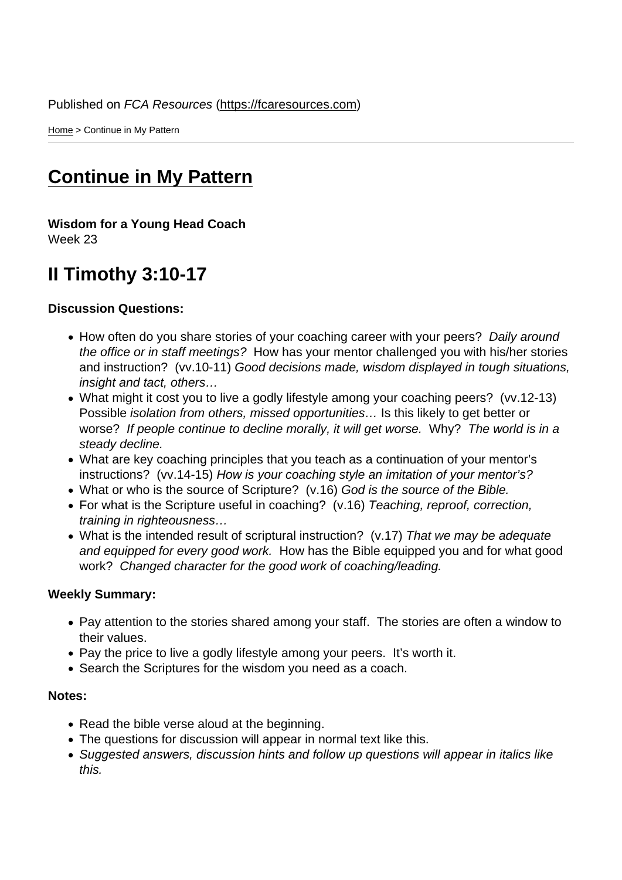Published on *FCA Resources* (https://fcaresources.com)

Home > Continue in My Pattern

# Continue in My Pattern

**Wisdom for a Young Head Coach**
Week 23

## II Timothy 3:10-17

**Discussion Questions:**

- How often do you share stories of your coaching career with your peers? *Daily around the office or in staff meetings?* How has your mentor challenged you with his/her stories and instruction? (vv.10-11) *Good decisions made, wisdom displayed in tough situations, insight and tact, others…*
- What might it cost you to live a godly lifestyle among your coaching peers? (vv.12-13) Possible *isolation from others, missed opportunities…* Is this likely to get better or worse? *If people continue to decline morally, it will get worse.* Why? *The world is in a steady decline.*
- What are key coaching principles that you teach as a continuation of your mentor's instructions? (vv.14-15) *How is your coaching style an imitation of your mentor's?*
- What or who is the source of Scripture? (v.16) *God is the source of the Bible.*
- For what is the Scripture useful in coaching? (v.16) *Teaching, reproof, correction, training in righteousness…*
- What is the intended result of scriptural instruction? (v.17) *That we may be adequate and equipped for every good work.* How has the Bible equipped you and for what good work? *Changed character for the good work of coaching/leading.*

**Weekly Summary:**

- Pay attention to the stories shared among your staff. The stories are often a window to their values.
- Pay the price to live a godly lifestyle among your peers. It's worth it.
- Search the Scriptures for the wisdom you need as a coach.

**Notes:**

- Read the bible verse aloud at the beginning.
- The questions for discussion will appear in normal text like this.
- *Suggested answers, discussion hints and follow up questions will appear in italics like this.*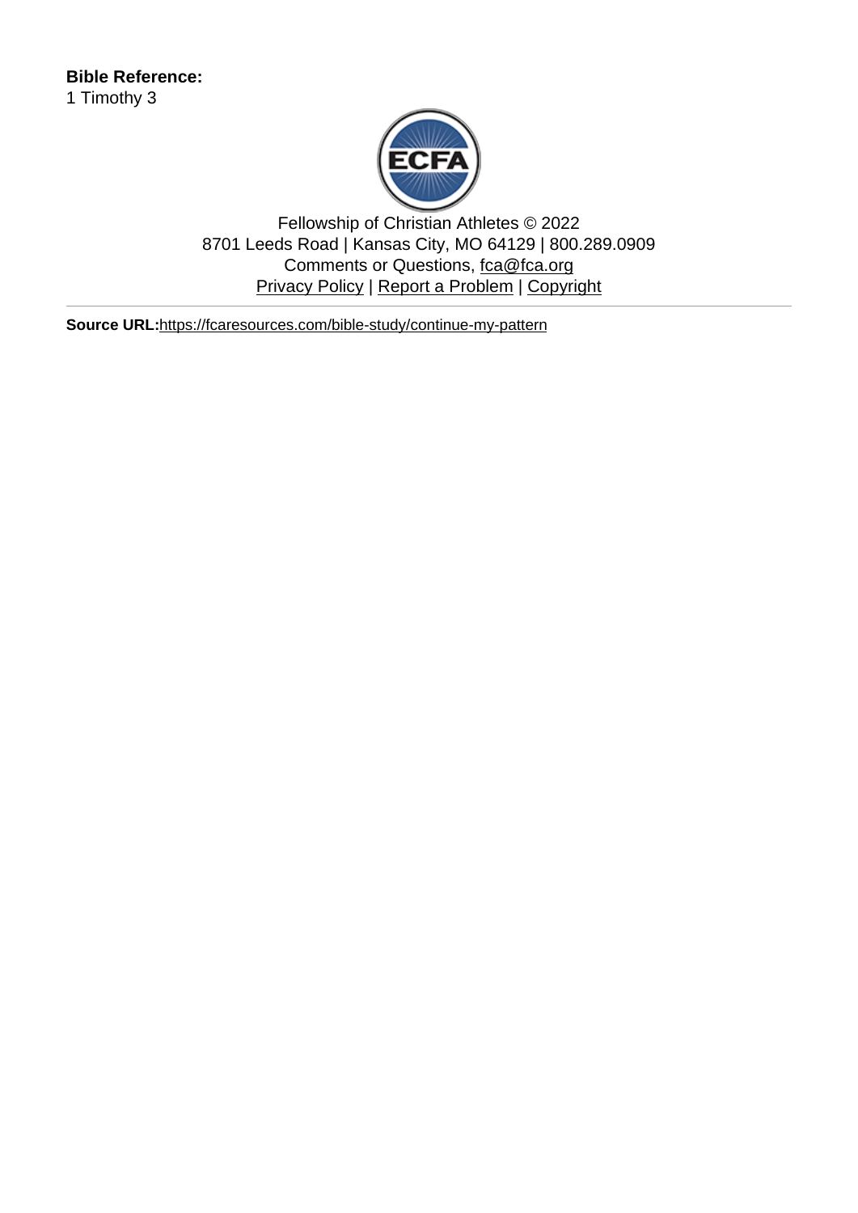**Bible Reference:**
1 Timothy 3

Fellowship of Christian Athletes © 2022
8701 Leeds Road | Kansas City, MO 64129 | 800.289.0909
Comments or Questions, fca@fca.org
Privacy Policy | Report a Problem | Copyright

---

**Source URL:**https://fcaresources.com/bible-study/continue-my-pattern